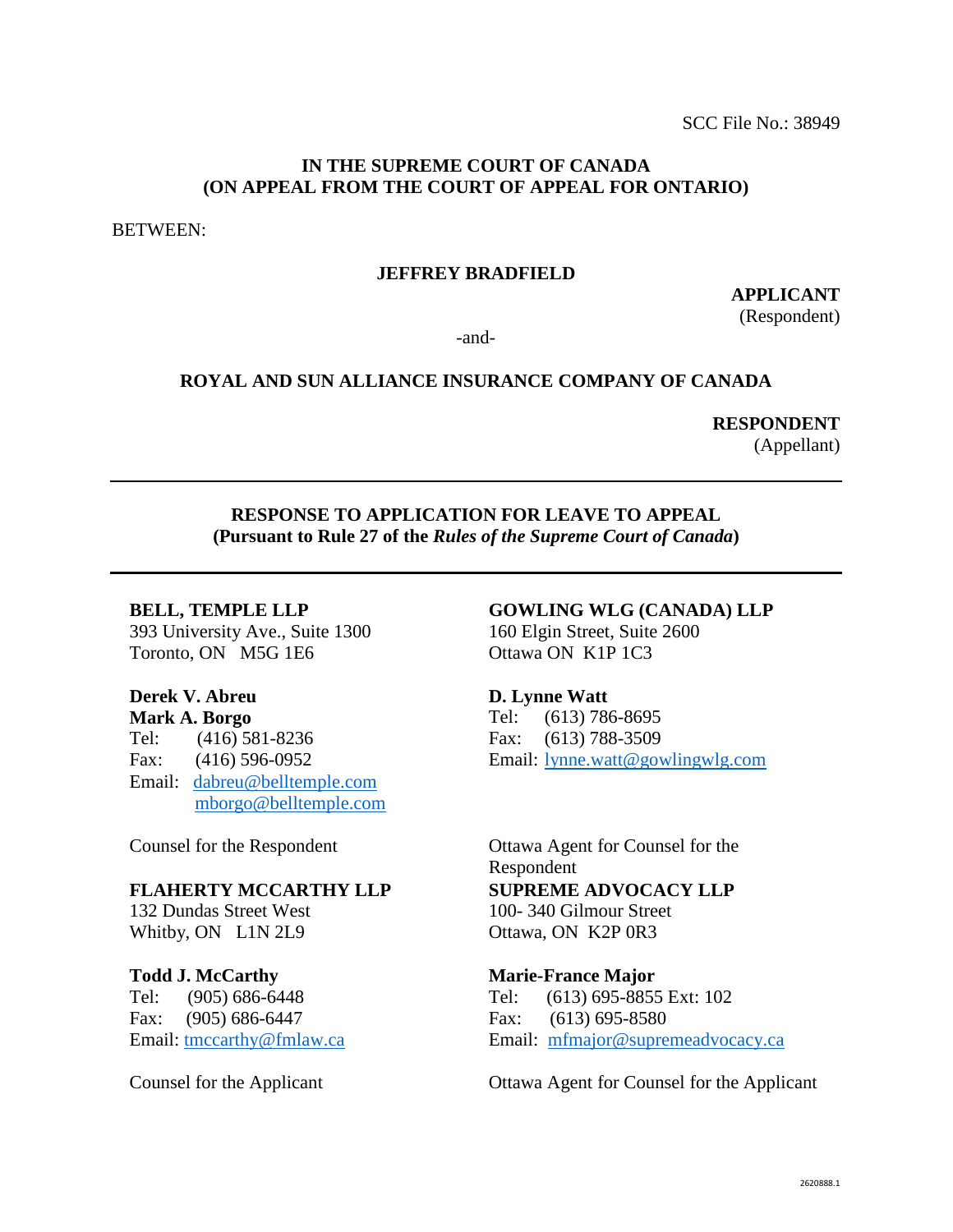SCC File No.: 38949

**IN THE SUPREME COURT OF CANADA**
**(ON APPEAL FROM THE COURT OF APPEAL FOR ONTARIO)**

BETWEEN:

**JEFFREY BRADFIELD**

**APPLICANT**
(Respondent)

-and-

**ROYAL AND SUN ALLIANCE INSURANCE COMPANY OF CANADA**

**RESPONDENT**
(Appellant)

---

**RESPONSE TO APPLICATION FOR LEAVE TO APPEAL**
**(Pursuant to Rule 27 of the *Rules of the Supreme Court of Canada*)**

---

**BELL, TEMPLE LLP**
393 University Ave., Suite 1300
Toronto, ON M5G 1E6

**Derek V. Abreu**
**Mark A. Borgo**
Tel: (416) 581-8236
Fax: (416) 596-0952
Email: dabreu@belltemple.com
mborgo@belltemple.com

Counsel for the Respondent

**GOWLING WLG (CANADA) LLP**
160 Elgin Street, Suite 2600
Ottawa ON K1P 1C3

**D. Lynne Watt**
Tel: (613) 786-8695
Fax: (613) 788-3509
Email: lynne.watt@gowlingwlg.com

Ottawa Agent for Counsel for the Respondent

**FLAHERTY MCCARTHY LLP**
132 Dundas Street West
Whitby, ON L1N 2L9

**Todd J. McCarthy**
Tel: (905) 686-6448
Fax: (905) 686-6447
Email: tmccarthy@fmlaw.ca

Counsel for the Applicant

**SUPREME ADVOCACY LLP**
100- 340 Gilmour Street
Ottawa, ON K2P 0R3

**Marie-France Major**
Tel: (613) 695-8855 Ext: 102
Fax: (613) 695-8580
Email: mfmajor@supremeadvocacy.ca

Ottawa Agent for Counsel for the Applicant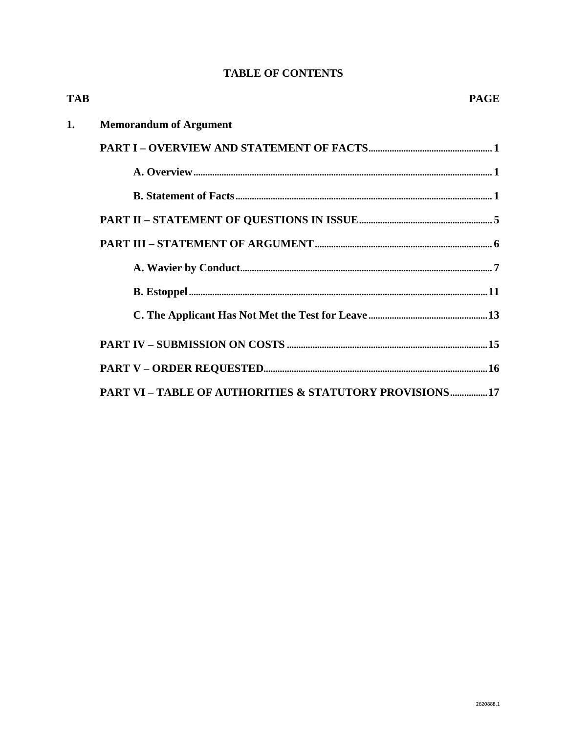## TABLE OF CONTENTS

| TAB | | PAGE |
|---|---|---|
| **1.** | **Memorandum of Argument** | |
| | **PART I – OVERVIEW AND STATEMENT OF FACTS** | **1** |
| | **A. Overview** | **1** |
| | **B. Statement of Facts** | **1** |
| | **PART II – STATEMENT OF QUESTIONS IN ISSUE** | **5** |
| | **PART III – STATEMENT OF ARGUMENT** | **6** |
| | **A. Wavier by Conduct** | **7** |
| | **B. Estoppel** | **11** |
| | **C. The Applicant Has Not Met the Test for Leave** | **13** |
| | **PART IV – SUBMISSION ON COSTS** | **15** |
| | **PART V – ORDER REQUESTED** | **16** |
| | **PART VI – TABLE OF AUTHORITIES & STATUTORY PROVISIONS** | **17** |

2620888.1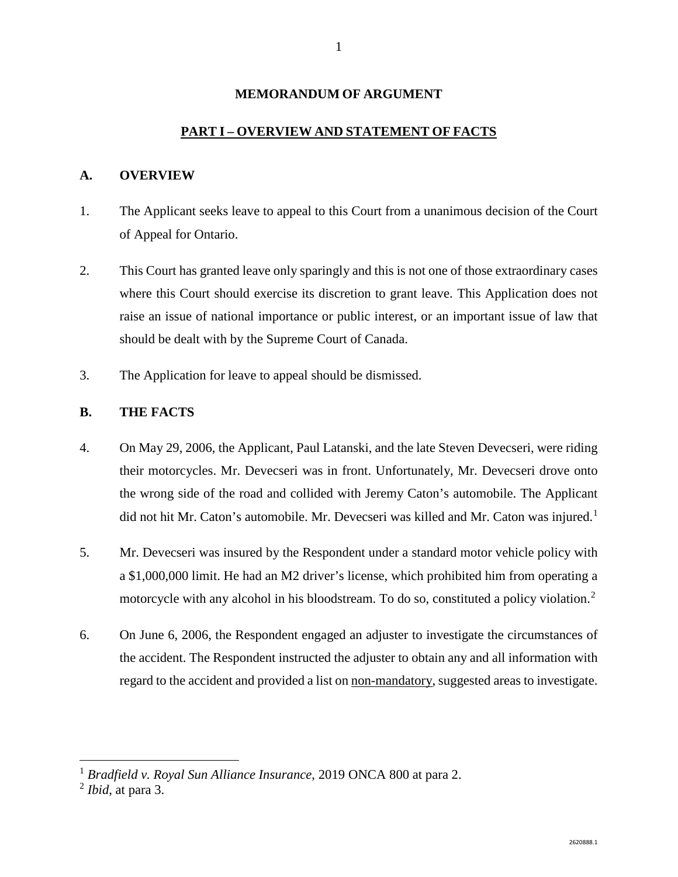# MEMORANDUM OF ARGUMENT

## PART I – OVERVIEW AND STATEMENT OF FACTS

### A. OVERVIEW

1. The Applicant seeks leave to appeal to this Court from a unanimous decision of the Court of Appeal for Ontario.

2. This Court has granted leave only sparingly and this is not one of those extraordinary cases where this Court should exercise its discretion to grant leave. This Application does not raise an issue of national importance or public interest, or an important issue of law that should be dealt with by the Supreme Court of Canada.

3. The Application for leave to appeal should be dismissed.

### B. THE FACTS

4. On May 29, 2006, the Applicant, Paul Latanski, and the late Steven Devecseri, were riding their motorcycles. Mr. Devecseri was in front. Unfortunately, Mr. Devecseri drove onto the wrong side of the road and collided with Jeremy Caton's automobile. The Applicant did not hit Mr. Caton's automobile. Mr. Devecseri was killed and Mr. Caton was injured.[1]

5. Mr. Devecseri was insured by the Respondent under a standard motor vehicle policy with a $1,000,000 limit. He had an M2 driver's license, which prohibited him from operating a motorcycle with any alcohol in his bloodstream. To do so, constituted a policy violation.[2]

6. On June 6, 2006, the Respondent engaged an adjuster to investigate the circumstances of the accident. The Respondent instructed the adjuster to obtain any and all information with regard to the accident and provided a list on <u>non-mandatory</u>, suggested areas to investigate.

---

[1] *Bradfield v. Royal Sun Alliance Insurance*, 2019 ONCA 800 at para 2.
[2] *Ibid*, at para 3.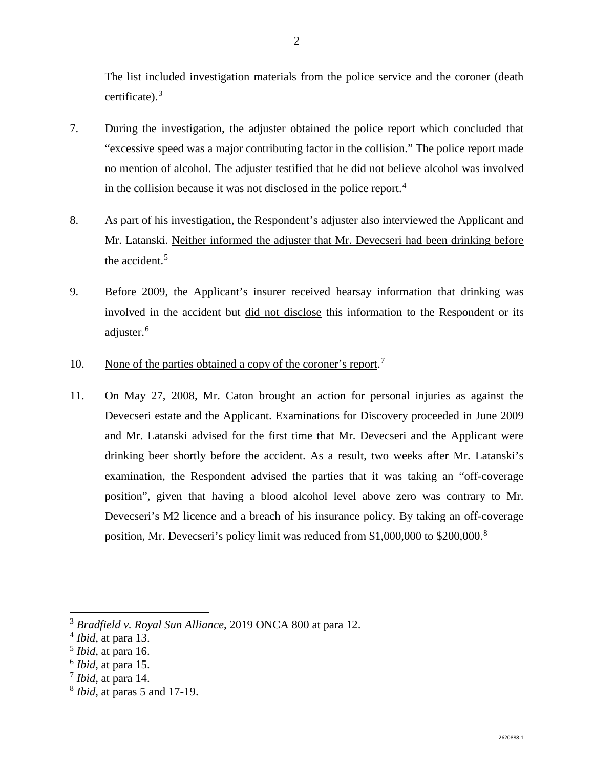The list included investigation materials from the police service and the coroner (death certificate).[3]

7. During the investigation, the adjuster obtained the police report which concluded that "excessive speed was a major contributing factor in the collision." <u>The police report made no mention of alcohol</u>. The adjuster testified that he did not believe alcohol was involved in the collision because it was not disclosed in the police report.[4]

8. As part of his investigation, the Respondent's adjuster also interviewed the Applicant and Mr. Latanski. <u>Neither informed the adjuster that Mr. Devecseri had been drinking before the accident</u>.[5]

9. Before 2009, the Applicant's insurer received hearsay information that drinking was involved in the accident but <u>did not disclose</u> this information to the Respondent or its adjuster.[6]

10. <u>None of the parties obtained a copy of the coroner's report</u>.[7]

11. On May 27, 2008, Mr. Caton brought an action for personal injuries as against the Devecseri estate and the Applicant. Examinations for Discovery proceeded in June 2009 and Mr. Latanski advised for the <u>first time</u> that Mr. Devecseri and the Applicant were drinking beer shortly before the accident. As a result, two weeks after Mr. Latanski's examination, the Respondent advised the parties that it was taking an "off-coverage position", given that having a blood alcohol level above zero was contrary to Mr. Devecseri's M2 licence and a breach of his insurance policy. By taking an off-coverage position, Mr. Devecseri's policy limit was reduced from $1,000,000 to $200,000.[8]

---

[3] *Bradfield v. Royal Sun Alliance*, 2019 ONCA 800 at para 12.
[4] *Ibid*, at para 13.
[5] *Ibid*, at para 16.
[6] *Ibid*, at para 15.
[7] *Ibid*, at para 14.
[8] *Ibid*, at paras 5 and 17-19.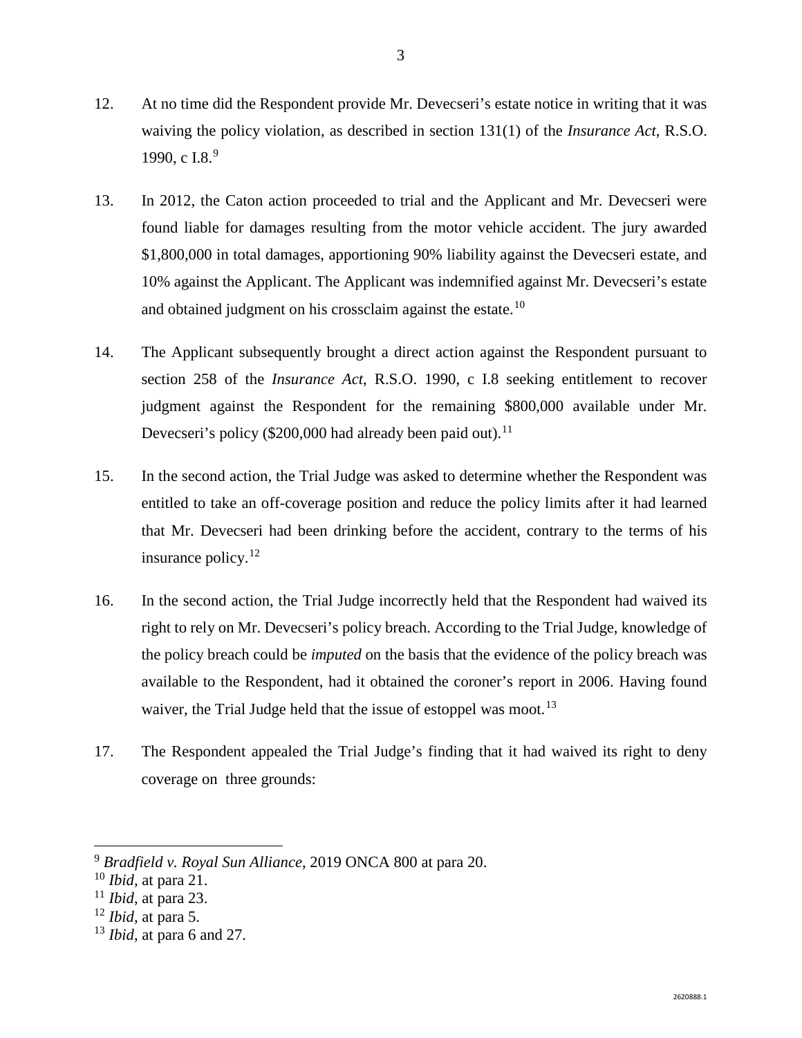12. At no time did the Respondent provide Mr. Devecseri's estate notice in writing that it was waiving the policy violation, as described in section 131(1) of the *Insurance Act*, R.S.O. 1990, c I.8.[9]

13. In 2012, the Caton action proceeded to trial and the Applicant and Mr. Devecseri were found liable for damages resulting from the motor vehicle accident. The jury awarded $1,800,000 in total damages, apportioning 90% liability against the Devecseri estate, and 10% against the Applicant. The Applicant was indemnified against Mr. Devecseri's estate and obtained judgment on his crossclaim against the estate.[10]

14. The Applicant subsequently brought a direct action against the Respondent pursuant to section 258 of the *Insurance Act*, R.S.O. 1990, c I.8 seeking entitlement to recover judgment against the Respondent for the remaining $800,000 available under Mr. Devecseri's policy ($200,000 had already been paid out).[11]

15. In the second action, the Trial Judge was asked to determine whether the Respondent was entitled to take an off-coverage position and reduce the policy limits after it had learned that Mr. Devecseri had been drinking before the accident, contrary to the terms of his insurance policy.[12]

16. In the second action, the Trial Judge incorrectly held that the Respondent had waived its right to rely on Mr. Devecseri's policy breach. According to the Trial Judge, knowledge of the policy breach could be *imputed* on the basis that the evidence of the policy breach was available to the Respondent, had it obtained the coroner's report in 2006. Having found waiver, the Trial Judge held that the issue of estoppel was moot.[13]

17. The Respondent appealed the Trial Judge's finding that it had waived its right to deny coverage on three grounds:

---

[9] *Bradfield v. Royal Sun Alliance*, 2019 ONCA 800 at para 20.

[10] *Ibid*, at para 21.

[11] *Ibid*, at para 23.

[12] *Ibid*, at para 5.

[13] *Ibid*, at para 6 and 27.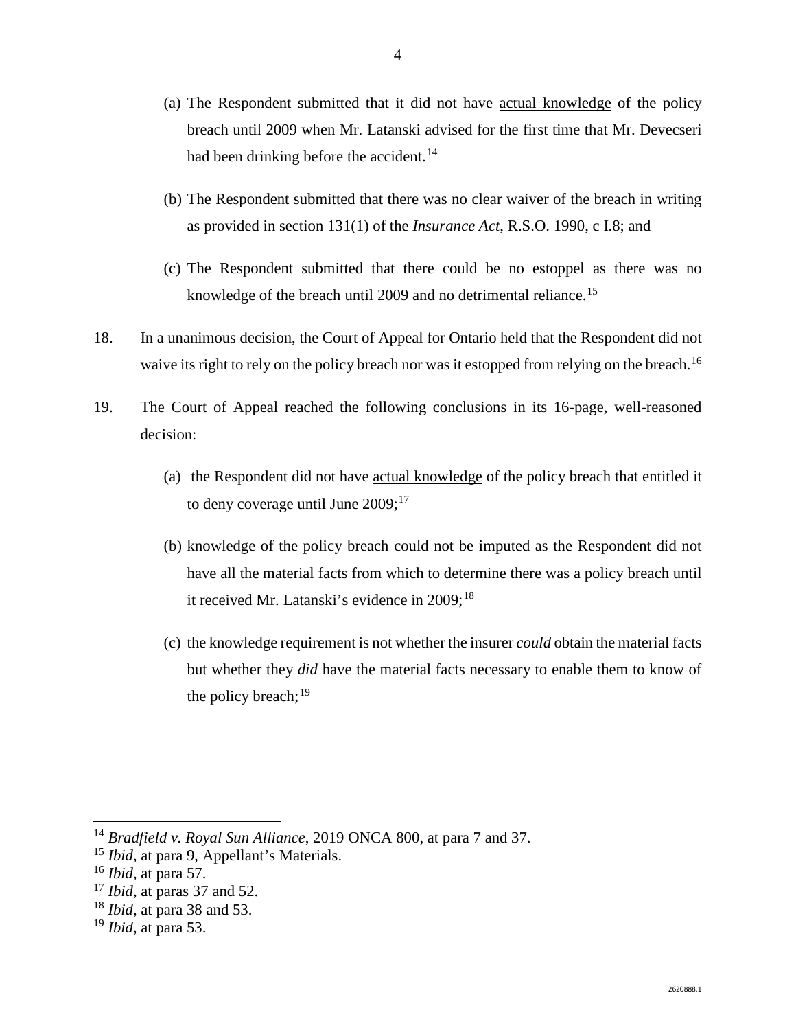(a) The Respondent submitted that it did not have actual knowledge of the policy breach until 2009 when Mr. Latanski advised for the first time that Mr. Devecseri had been drinking before the accident.[14]

(b) The Respondent submitted that there was no clear waiver of the breach in writing as provided in section 131(1) of the *Insurance Act*, R.S.O. 1990, c I.8; and

(c) The Respondent submitted that there could be no estoppel as there was no knowledge of the breach until 2009 and no detrimental reliance.[15]

18. In a unanimous decision, the Court of Appeal for Ontario held that the Respondent did not waive its right to rely on the policy breach nor was it estopped from relying on the breach.[16]

19. The Court of Appeal reached the following conclusions in its 16-page, well-reasoned decision:

(a) the Respondent did not have actual knowledge of the policy breach that entitled it to deny coverage until June 2009;[17]

(b) knowledge of the policy breach could not be imputed as the Respondent did not have all the material facts from which to determine there was a policy breach until it received Mr. Latanski's evidence in 2009;[18]

(c) the knowledge requirement is not whether the insurer *could* obtain the material facts but whether they *did* have the material facts necessary to enable them to know of the policy breach;[19]

---

[14] *Bradfield v. Royal Sun Alliance*, 2019 ONCA 800, at para 7 and 37.
[15] *Ibid*, at para 9, Appellant's Materials.
[16] *Ibid*, at para 57.
[17] *Ibid*, at paras 37 and 52.
[18] *Ibid*, at para 38 and 53.
[19] *Ibid*, at para 53.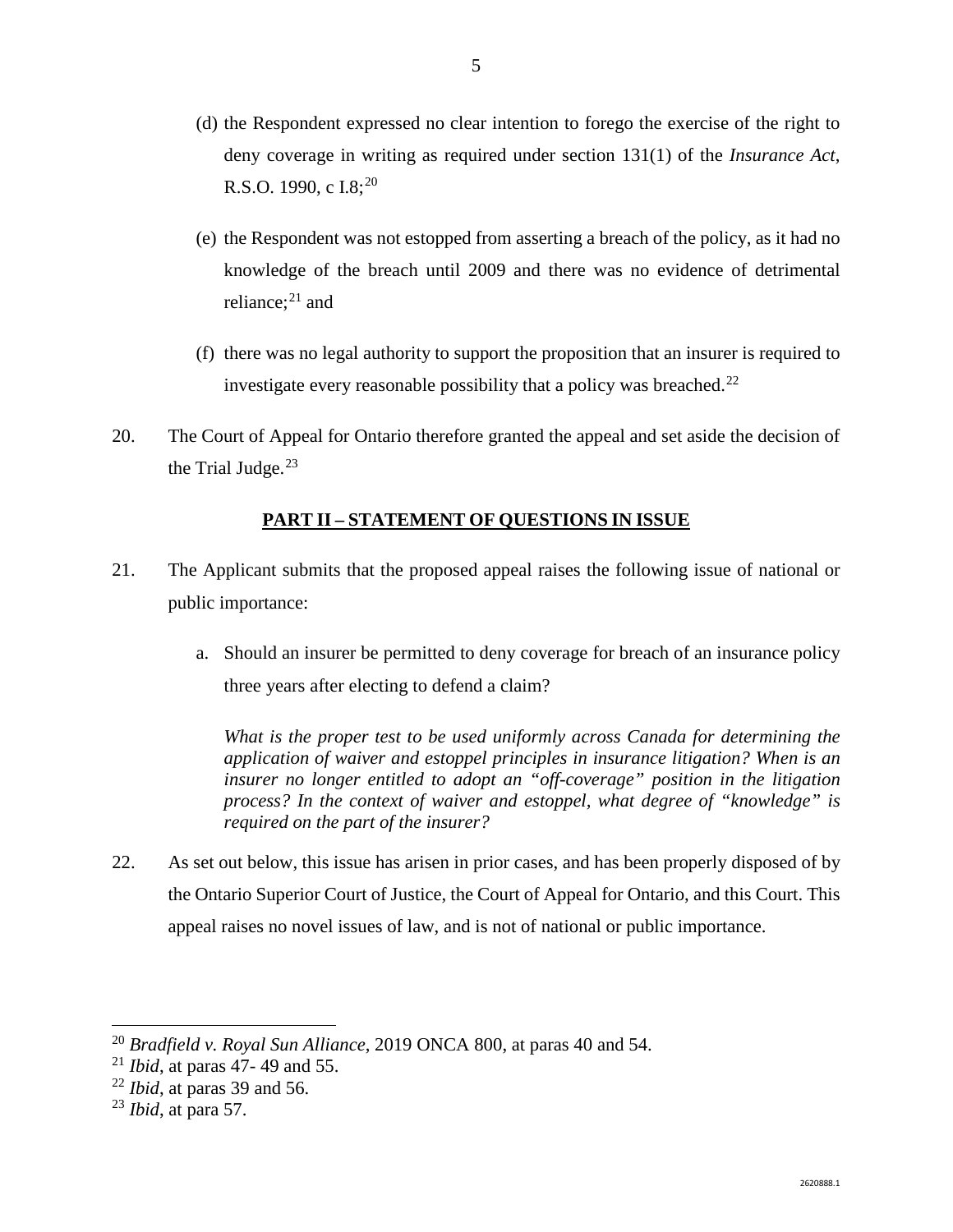(d) the Respondent expressed no clear intention to forego the exercise of the right to deny coverage in writing as required under section 131(1) of the *Insurance Act*, R.S.O. 1990, c I.8;[20]

(e) the Respondent was not estopped from asserting a breach of the policy, as it had no knowledge of the breach until 2009 and there was no evidence of detrimental reliance;[21] and

(f) there was no legal authority to support the proposition that an insurer is required to investigate every reasonable possibility that a policy was breached.[22]

20. The Court of Appeal for Ontario therefore granted the appeal and set aside the decision of the Trial Judge.[23]

## **PART II – STATEMENT OF QUESTIONS IN ISSUE**

21. The Applicant submits that the proposed appeal raises the following issue of national or public importance:

a. Should an insurer be permitted to deny coverage for breach of an insurance policy three years after electing to defend a claim?

*What is the proper test to be used uniformly across Canada for determining the application of waiver and estoppel principles in insurance litigation? When is an insurer no longer entitled to adopt an "off-coverage" position in the litigation process? In the context of waiver and estoppel, what degree of "knowledge" is required on the part of the insurer?*

22. As set out below, this issue has arisen in prior cases, and has been properly disposed of by the Ontario Superior Court of Justice, the Court of Appeal for Ontario, and this Court. This appeal raises no novel issues of law, and is not of national or public importance.

---

[20] *Bradfield v. Royal Sun Alliance*, 2019 ONCA 800, at paras 40 and 54.

[21] *Ibid*, at paras 47- 49 and 55.

[22] *Ibid*, at paras 39 and 56.

[23] *Ibid*, at para 57.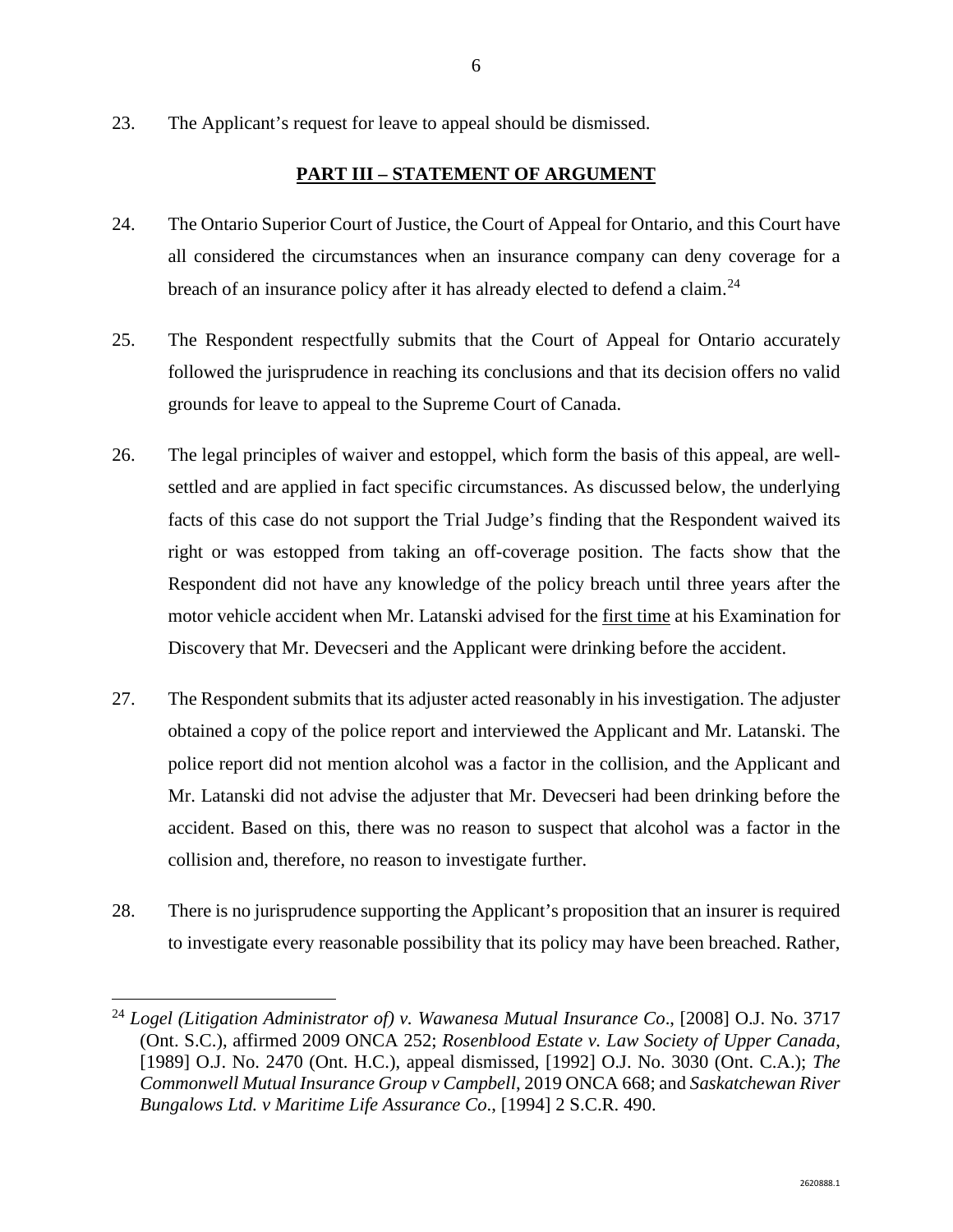23. The Applicant's request for leave to appeal should be dismissed.

## PART III – STATEMENT OF ARGUMENT

24. The Ontario Superior Court of Justice, the Court of Appeal for Ontario, and this Court have all considered the circumstances when an insurance company can deny coverage for a breach of an insurance policy after it has already elected to defend a claim.[24]

25. The Respondent respectfully submits that the Court of Appeal for Ontario accurately followed the jurisprudence in reaching its conclusions and that its decision offers no valid grounds for leave to appeal to the Supreme Court of Canada.

26. The legal principles of waiver and estoppel, which form the basis of this appeal, are well-settled and are applied in fact specific circumstances. As discussed below, the underlying facts of this case do not support the Trial Judge's finding that the Respondent waived its right or was estopped from taking an off-coverage position. The facts show that the Respondent did not have any knowledge of the policy breach until three years after the motor vehicle accident when Mr. Latanski advised for the <u>first time</u> at his Examination for Discovery that Mr. Devecseri and the Applicant were drinking before the accident.

27. The Respondent submits that its adjuster acted reasonably in his investigation. The adjuster obtained a copy of the police report and interviewed the Applicant and Mr. Latanski. The police report did not mention alcohol was a factor in the collision, and the Applicant and Mr. Latanski did not advise the adjuster that Mr. Devecseri had been drinking before the accident. Based on this, there was no reason to suspect that alcohol was a factor in the collision and, therefore, no reason to investigate further.

28. There is no jurisprudence supporting the Applicant's proposition that an insurer is required to investigate every reasonable possibility that its policy may have been breached. Rather,

---

[24] *Logel (Litigation Administrator of) v. Wawanesa Mutual Insurance Co*., [2008] O.J. No. 3717 (Ont. S.C.), affirmed 2009 ONCA 252; *Rosenblood Estate v. Law Society of Upper Canada*, [1989] O.J. No. 2470 (Ont. H.C.), appeal dismissed, [1992] O.J. No. 3030 (Ont. C.A.); *The Commonwell Mutual Insurance Group v Campbell*, 2019 ONCA 668; and *Saskatchewan River Bungalows Ltd. v Maritime Life Assurance Co*., [1994] 2 S.C.R. 490.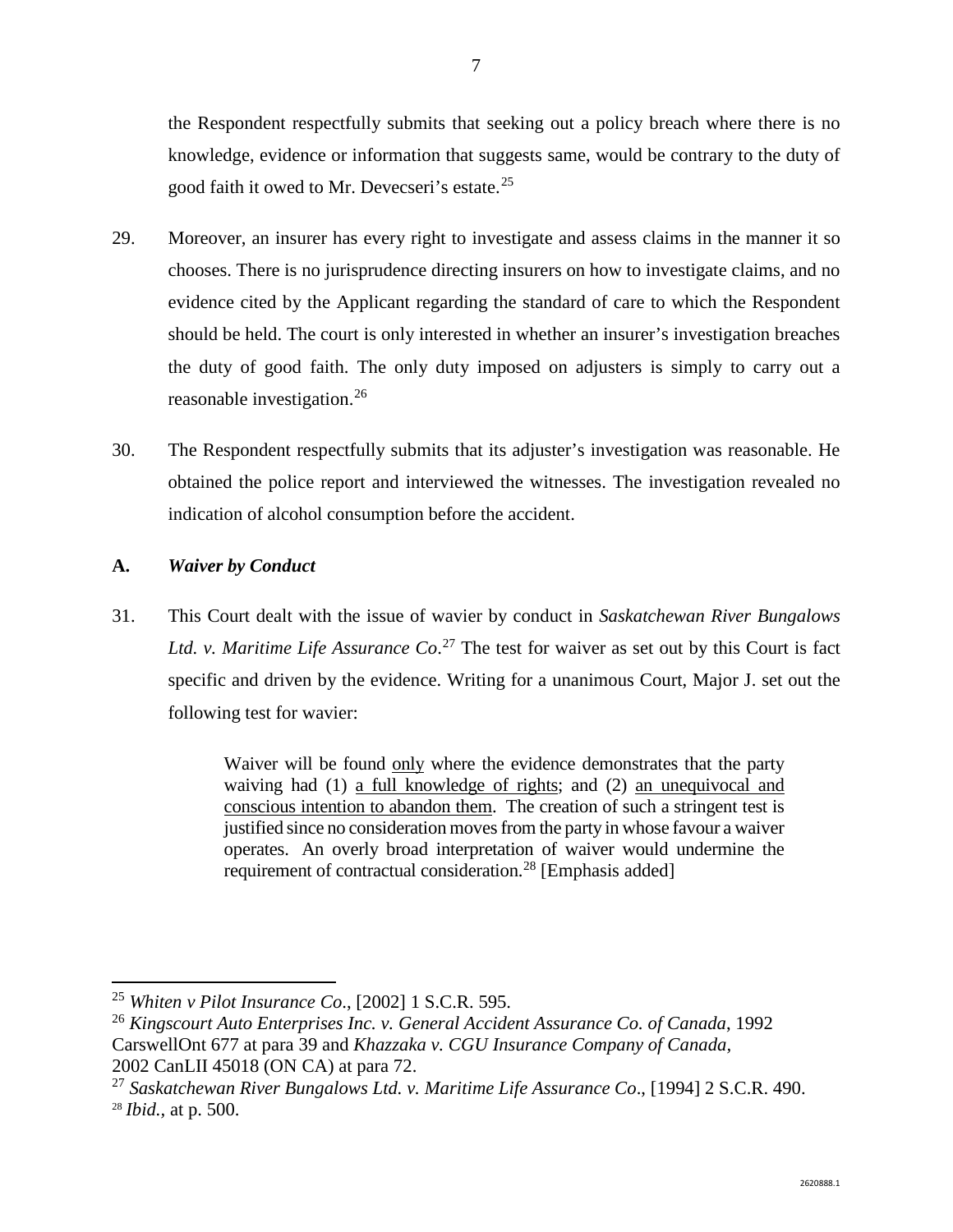the Respondent respectfully submits that seeking out a policy breach where there is no knowledge, evidence or information that suggests same, would be contrary to the duty of good faith it owed to Mr. Devecseri's estate.[25]

29. Moreover, an insurer has every right to investigate and assess claims in the manner it so chooses. There is no jurisprudence directing insurers on how to investigate claims, and no evidence cited by the Applicant regarding the standard of care to which the Respondent should be held. The court is only interested in whether an insurer's investigation breaches the duty of good faith. The only duty imposed on adjusters is simply to carry out a reasonable investigation.[26]

30. The Respondent respectfully submits that its adjuster's investigation was reasonable. He obtained the police report and interviewed the witnesses. The investigation revealed no indication of alcohol consumption before the accident.

**A. *Waiver by Conduct***

31. This Court dealt with the issue of wavier by conduct in *Saskatchewan River Bungalows Ltd. v. Maritime Life Assurance Co*.[27] The test for waiver as set out by this Court is fact specific and driven by the evidence. Writing for a unanimous Court, Major J. set out the following test for wavier:

> Waiver will be found <u>only</u> where the evidence demonstrates that the party waiving had (1) <u>a full knowledge of rights</u>; and (2) <u>an unequivocal and conscious intention to abandon them</u>. The creation of such a stringent test is justified since no consideration moves from the party in whose favour a waiver operates. An overly broad interpretation of waiver would undermine the requirement of contractual consideration.[28] [Emphasis added]

---

[25] *Whiten v Pilot Insurance Co*., [2002] 1 S.C.R. 595.

[26] *Kingscourt Auto Enterprises Inc. v. General Accident Assurance Co. of Canada*, 1992 CarswellOnt 677 at para 39 and *Khazzaka v. CGU Insurance Company of Canada*, 2002 CanLII 45018 (ON CA) at para 72.

[27] *Saskatchewan River Bungalows Ltd. v. Maritime Life Assurance Co*., [1994] 2 S.C.R. 490.

[28] *Ibid.*, at p. 500.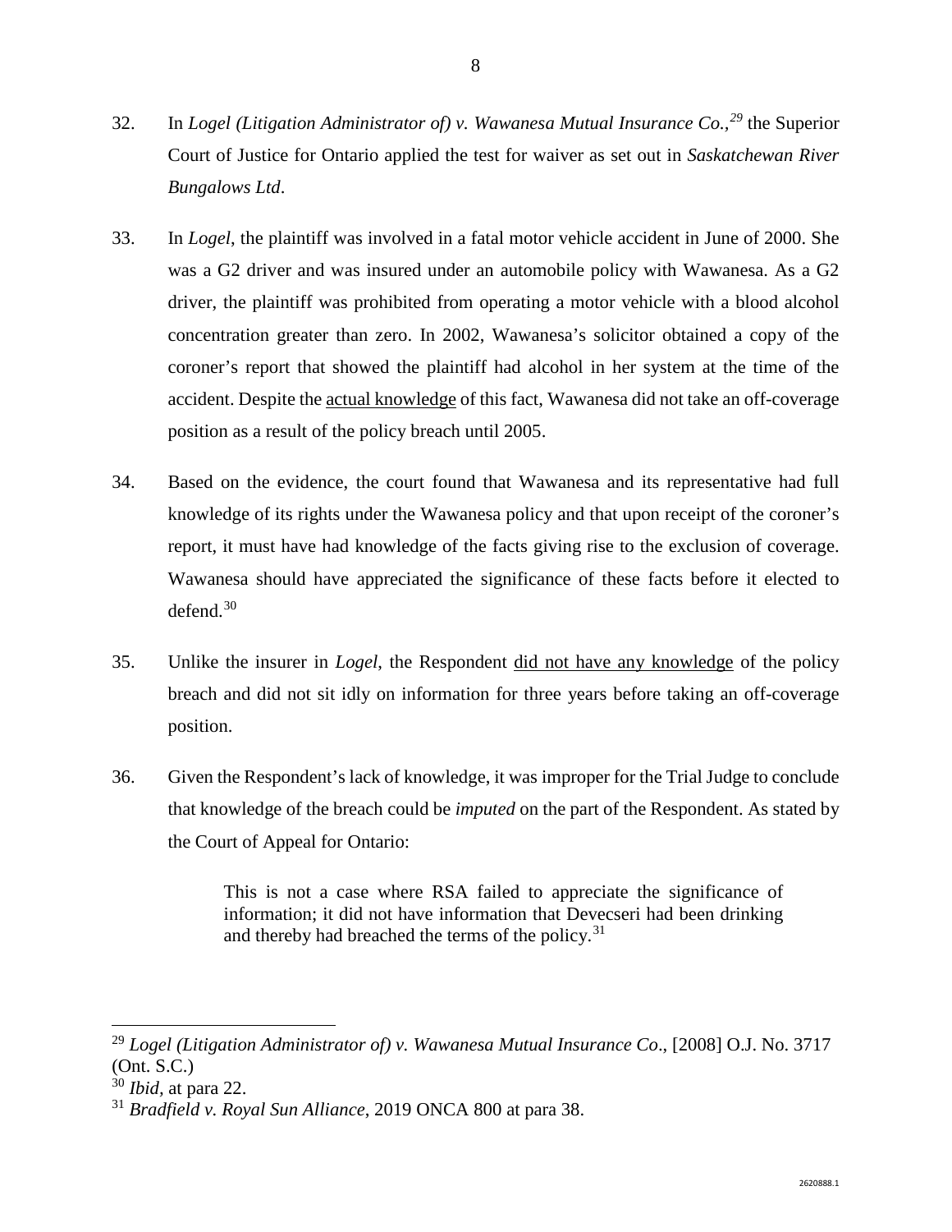32. In *Logel (Litigation Administrator of) v. Wawanesa Mutual Insurance Co.*,[29] the Superior Court of Justice for Ontario applied the test for waiver as set out in *Saskatchewan River Bungalows Ltd*.

33. In *Logel*, the plaintiff was involved in a fatal motor vehicle accident in June of 2000. She was a G2 driver and was insured under an automobile policy with Wawanesa. As a G2 driver, the plaintiff was prohibited from operating a motor vehicle with a blood alcohol concentration greater than zero. In 2002, Wawanesa's solicitor obtained a copy of the coroner's report that showed the plaintiff had alcohol in her system at the time of the accident. Despite the <u>actual knowledge</u> of this fact, Wawanesa did not take an off-coverage position as a result of the policy breach until 2005.

34. Based on the evidence, the court found that Wawanesa and its representative had full knowledge of its rights under the Wawanesa policy and that upon receipt of the coroner's report, it must have had knowledge of the facts giving rise to the exclusion of coverage. Wawanesa should have appreciated the significance of these facts before it elected to defend.[30]

35. Unlike the insurer in *Logel*, the Respondent <u>did not have any knowledge</u> of the policy breach and did not sit idly on information for three years before taking an off-coverage position.

36. Given the Respondent's lack of knowledge, it was improper for the Trial Judge to conclude that knowledge of the breach could be *imputed* on the part of the Respondent. As stated by the Court of Appeal for Ontario:

> This is not a case where RSA failed to appreciate the significance of information; it did not have information that Devecseri had been drinking and thereby had breached the terms of the policy.[31]

---

[29] *Logel (Litigation Administrator of) v. Wawanesa Mutual Insurance Co*., [2008] O.J. No. 3717 (Ont. S.C.)

[30] *Ibid*, at para 22.

[31] *Bradfield v. Royal Sun Alliance*, 2019 ONCA 800 at para 38.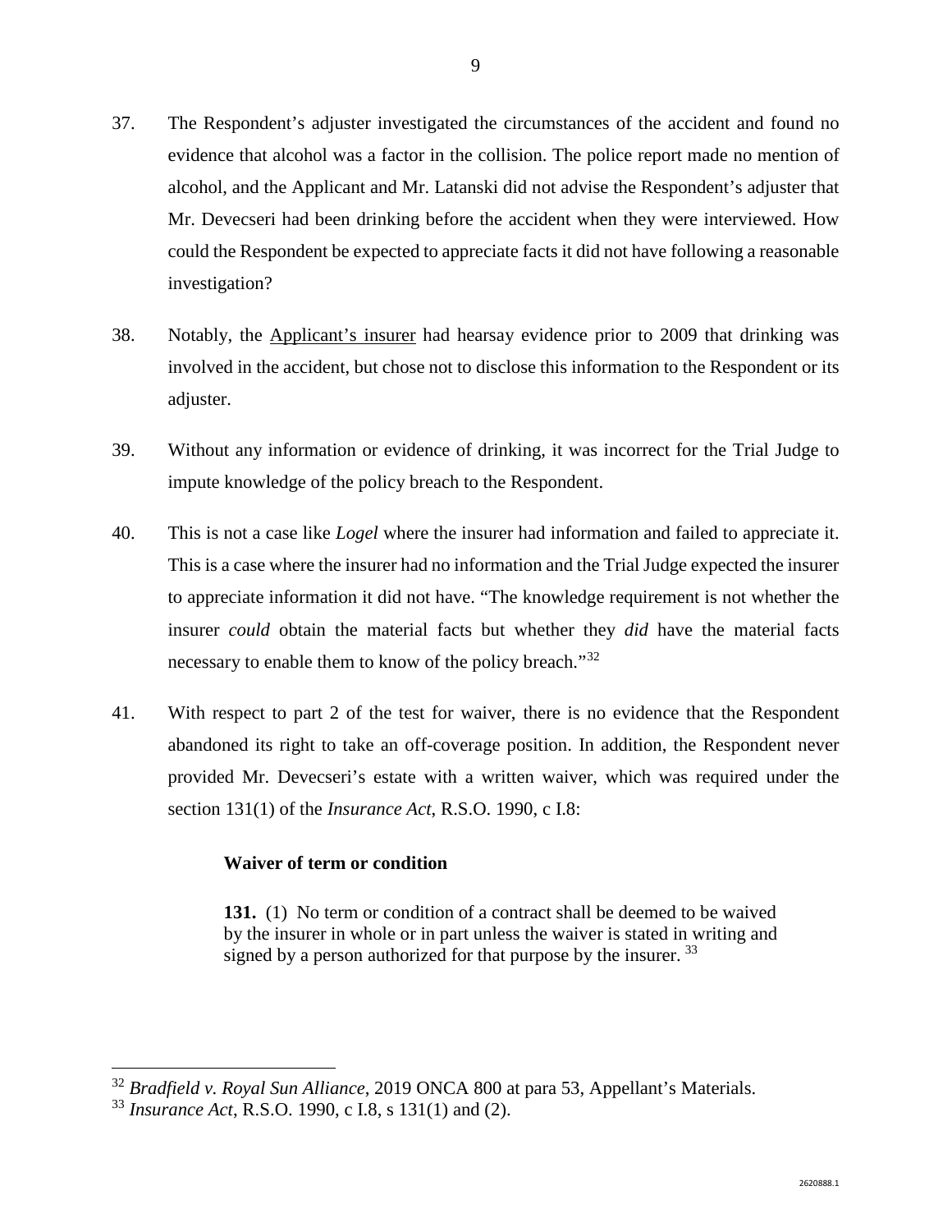37. The Respondent's adjuster investigated the circumstances of the accident and found no evidence that alcohol was a factor in the collision. The police report made no mention of alcohol, and the Applicant and Mr. Latanski did not advise the Respondent's adjuster that Mr. Devecseri had been drinking before the accident when they were interviewed. How could the Respondent be expected to appreciate facts it did not have following a reasonable investigation?

38. Notably, the <u>Applicant's insurer</u> had hearsay evidence prior to 2009 that drinking was involved in the accident, but chose not to disclose this information to the Respondent or its adjuster.

39. Without any information or evidence of drinking, it was incorrect for the Trial Judge to impute knowledge of the policy breach to the Respondent.

40. This is not a case like *Logel* where the insurer had information and failed to appreciate it. This is a case where the insurer had no information and the Trial Judge expected the insurer to appreciate information it did not have. "The knowledge requirement is not whether the insurer *could* obtain the material facts but whether they *did* have the material facts necessary to enable them to know of the policy breach."[32]

41. With respect to part 2 of the test for waiver, there is no evidence that the Respondent abandoned its right to take an off-coverage position. In addition, the Respondent never provided Mr. Devecseri's estate with a written waiver, which was required under the section 131(1) of the *Insurance Act*, R.S.O. 1990, c I.8:

> **Waiver of term or condition**
>
> **131.** (1) No term or condition of a contract shall be deemed to be waived by the insurer in whole or in part unless the waiver is stated in writing and signed by a person authorized for that purpose by the insurer. [33]

---

[32] *Bradfield v. Royal Sun Alliance*, 2019 ONCA 800 at para 53, Appellant's Materials.

[33] *Insurance Act*, R.S.O. 1990, c I.8, s 131(1) and (2).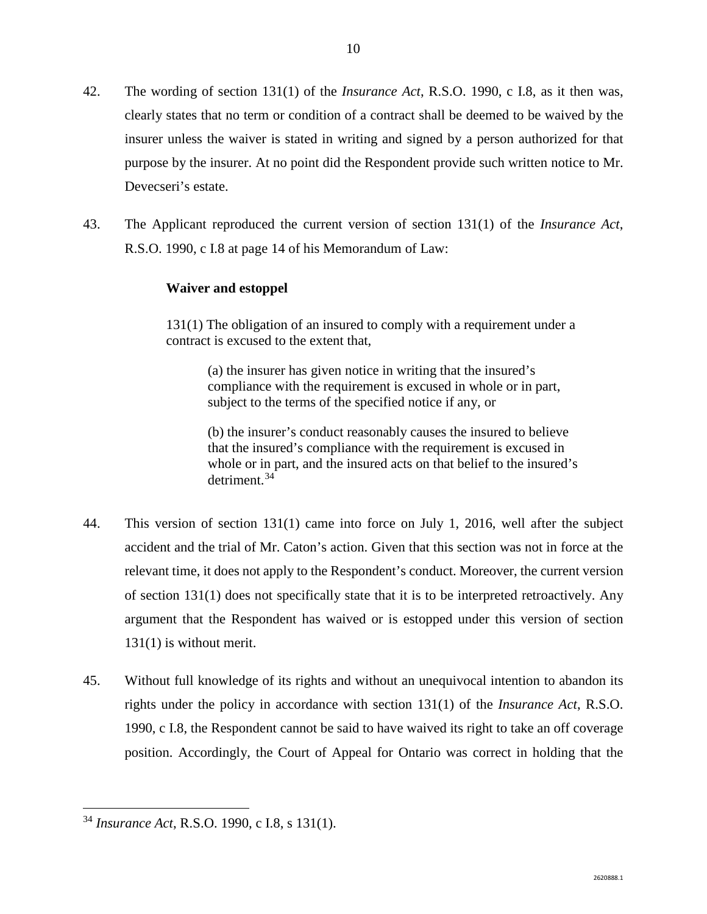42. The wording of section 131(1) of the *Insurance Act*, R.S.O. 1990, c I.8, as it then was, clearly states that no term or condition of a contract shall be deemed to be waived by the insurer unless the waiver is stated in writing and signed by a person authorized for that purpose by the insurer. At no point did the Respondent provide such written notice to Mr. Devecseri's estate.

43. The Applicant reproduced the current version of section 131(1) of the *Insurance Act*, R.S.O. 1990, c I.8 at page 14 of his Memorandum of Law:

> **Waiver and estoppel**
>
> 131(1) The obligation of an insured to comply with a requirement under a contract is excused to the extent that,
>
> > (a) the insurer has given notice in writing that the insured's compliance with the requirement is excused in whole or in part, subject to the terms of the specified notice if any, or
> >
> > (b) the insurer's conduct reasonably causes the insured to believe that the insured's compliance with the requirement is excused in whole or in part, and the insured acts on that belief to the insured's detriment.[34]

44. This version of section 131(1) came into force on July 1, 2016, well after the subject accident and the trial of Mr. Caton's action. Given that this section was not in force at the relevant time, it does not apply to the Respondent's conduct. Moreover, the current version of section 131(1) does not specifically state that it is to be interpreted retroactively. Any argument that the Respondent has waived or is estopped under this version of section 131(1) is without merit.

45. Without full knowledge of its rights and without an unequivocal intention to abandon its rights under the policy in accordance with section 131(1) of the *Insurance Act*, R.S.O. 1990, c I.8, the Respondent cannot be said to have waived its right to take an off coverage position. Accordingly, the Court of Appeal for Ontario was correct in holding that the

---

[34] *Insurance Act*, R.S.O. 1990, c I.8, s 131(1).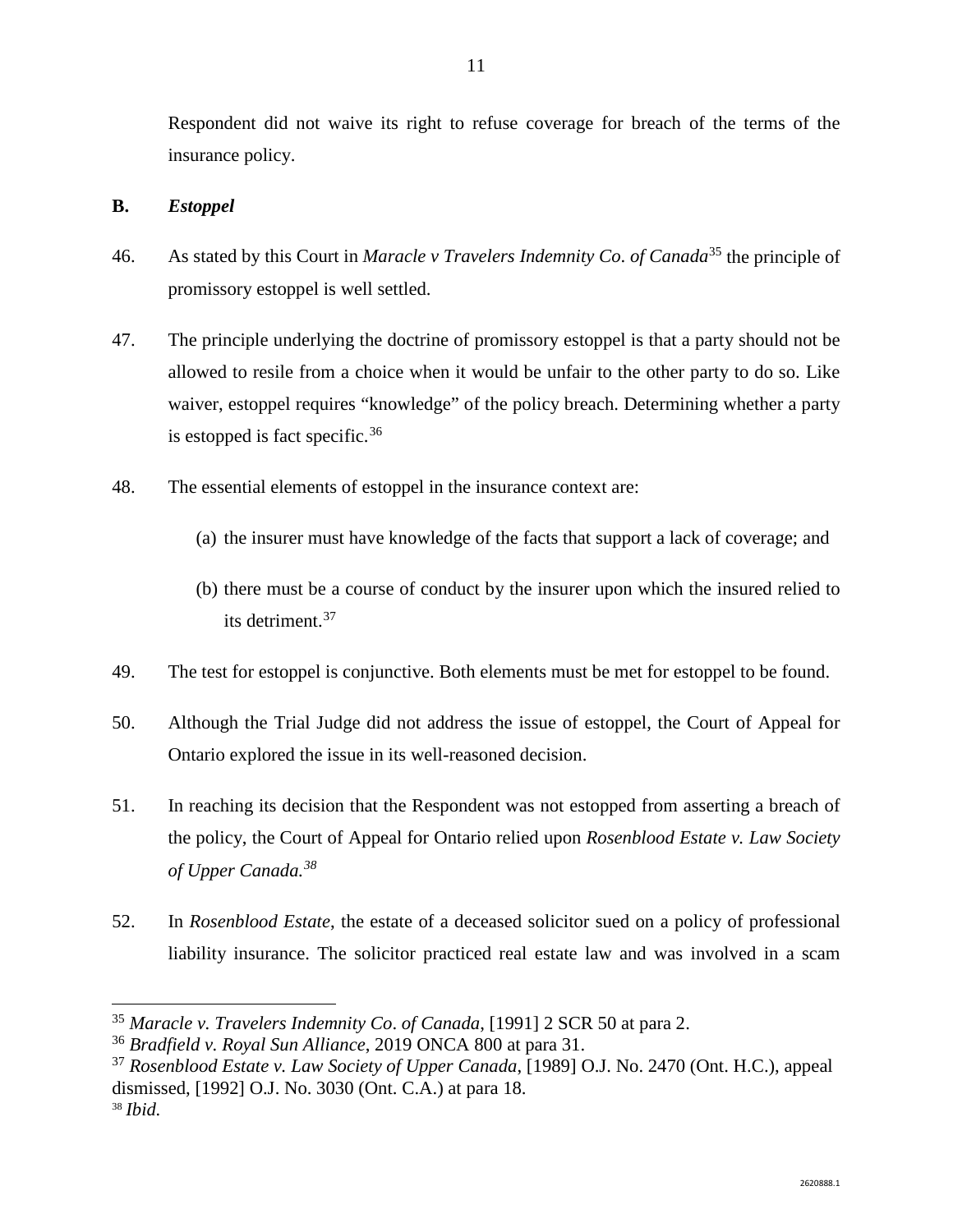Respondent did not waive its right to refuse coverage for breach of the terms of the insurance policy.

## B. *Estoppel*

46. As stated by this Court in *Maracle v Travelers Indemnity Co. of Canada*[35] the principle of promissory estoppel is well settled.

47. The principle underlying the doctrine of promissory estoppel is that a party should not be allowed to resile from a choice when it would be unfair to the other party to do so. Like waiver, estoppel requires "knowledge" of the policy breach. Determining whether a party is estopped is fact specific.[36]

48. The essential elements of estoppel in the insurance context are:

    (a) the insurer must have knowledge of the facts that support a lack of coverage; and

    (b) there must be a course of conduct by the insurer upon which the insured relied to its detriment.[37]

49. The test for estoppel is conjunctive. Both elements must be met for estoppel to be found.

50. Although the Trial Judge did not address the issue of estoppel, the Court of Appeal for Ontario explored the issue in its well-reasoned decision.

51. In reaching its decision that the Respondent was not estopped from asserting a breach of the policy, the Court of Appeal for Ontario relied upon *Rosenblood Estate v. Law Society of Upper Canada.*[38]

52. In *Rosenblood Estate*, the estate of a deceased solicitor sued on a policy of professional liability insurance. The solicitor practiced real estate law and was involved in a scam

---

[35] *Maracle v. Travelers Indemnity Co. of Canada*, [1991] 2 SCR 50 at para 2.

[36] *Bradfield v. Royal Sun Alliance*, 2019 ONCA 800 at para 31.

[37] *Rosenblood Estate v. Law Society of Upper Canada*, [1989] O.J. No. 2470 (Ont. H.C.), appeal dismissed, [1992] O.J. No. 3030 (Ont. C.A.) at para 18.

[38] *Ibid.*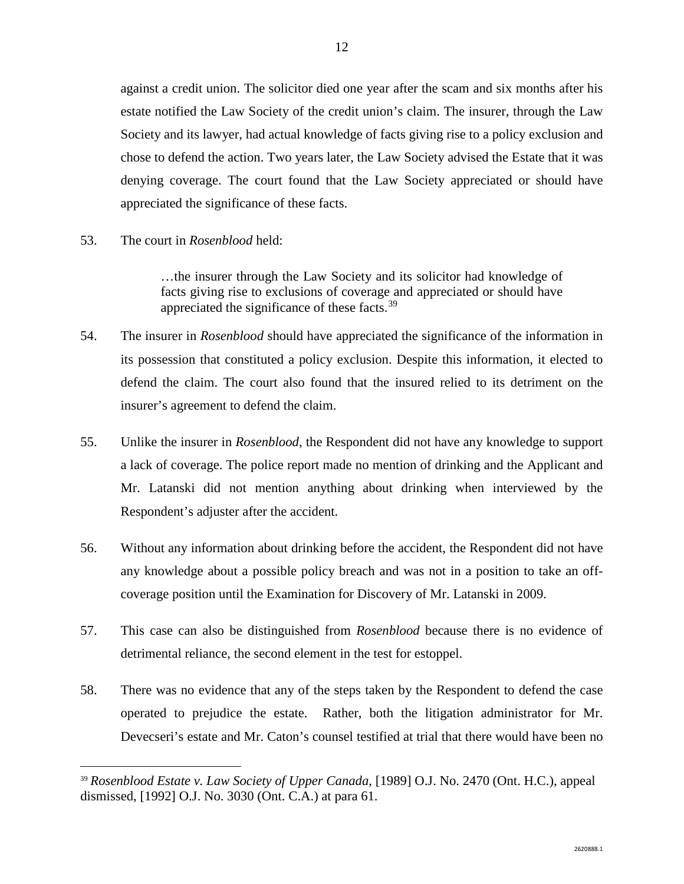against a credit union. The solicitor died one year after the scam and six months after his estate notified the Law Society of the credit union's claim. The insurer, through the Law Society and its lawyer, had actual knowledge of facts giving rise to a policy exclusion and chose to defend the action. Two years later, the Law Society advised the Estate that it was denying coverage. The court found that the Law Society appreciated or should have appreciated the significance of these facts.

53. The court in *Rosenblood* held:

> …the insurer through the Law Society and its solicitor had knowledge of facts giving rise to exclusions of coverage and appreciated or should have appreciated the significance of these facts.[39]

54. The insurer in *Rosenblood* should have appreciated the significance of the information in its possession that constituted a policy exclusion. Despite this information, it elected to defend the claim. The court also found that the insured relied to its detriment on the insurer's agreement to defend the claim.

55. Unlike the insurer in *Rosenblood*, the Respondent did not have any knowledge to support a lack of coverage. The police report made no mention of drinking and the Applicant and Mr. Latanski did not mention anything about drinking when interviewed by the Respondent's adjuster after the accident.

56. Without any information about drinking before the accident, the Respondent did not have any knowledge about a possible policy breach and was not in a position to take an off-coverage position until the Examination for Discovery of Mr. Latanski in 2009.

57. This case can also be distinguished from *Rosenblood* because there is no evidence of detrimental reliance, the second element in the test for estoppel.

58. There was no evidence that any of the steps taken by the Respondent to defend the case operated to prejudice the estate. Rather, both the litigation administrator for Mr. Devecseri's estate and Mr. Caton's counsel testified at trial that there would have been no

---

[39] *Rosenblood Estate v. Law Society of Upper Canada*, [1989] O.J. No. 2470 (Ont. H.C.), appeal dismissed, [1992] O.J. No. 3030 (Ont. C.A.) at para 61.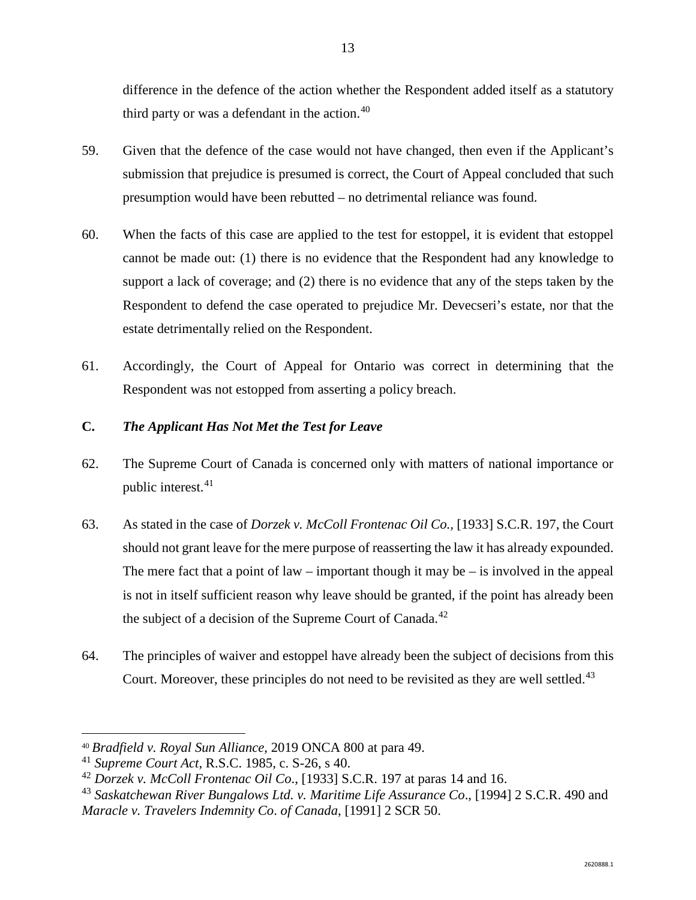difference in the defence of the action whether the Respondent added itself as a statutory third party or was a defendant in the action.[40]

59. Given that the defence of the case would not have changed, then even if the Applicant's submission that prejudice is presumed is correct, the Court of Appeal concluded that such presumption would have been rebutted – no detrimental reliance was found.

60. When the facts of this case are applied to the test for estoppel, it is evident that estoppel cannot be made out: (1) there is no evidence that the Respondent had any knowledge to support a lack of coverage; and (2) there is no evidence that any of the steps taken by the Respondent to defend the case operated to prejudice Mr. Devecseri's estate, nor that the estate detrimentally relied on the Respondent.

61. Accordingly, the Court of Appeal for Ontario was correct in determining that the Respondent was not estopped from asserting a policy breach.

## C. *The Applicant Has Not Met the Test for Leave*

62. The Supreme Court of Canada is concerned only with matters of national importance or public interest.[41]

63. As stated in the case of *Dorzek v. McColl Frontenac Oil Co.*, [1933] S.C.R. 197, the Court should not grant leave for the mere purpose of reasserting the law it has already expounded. The mere fact that a point of law – important though it may be – is involved in the appeal is not in itself sufficient reason why leave should be granted, if the point has already been the subject of a decision of the Supreme Court of Canada.[42]

64. The principles of waiver and estoppel have already been the subject of decisions from this Court. Moreover, these principles do not need to be revisited as they are well settled.[43]

---

[40] *Bradfield v. Royal Sun Alliance*, 2019 ONCA 800 at para 49.

[41] *Supreme Court Act*, R.S.C. 1985, c. S-26, s 40.

[42] *Dorzek v. McColl Frontenac Oil Co*., [1933] S.C.R. 197 at paras 14 and 16.

[43] *Saskatchewan River Bungalows Ltd. v. Maritime Life Assurance Co*., [1994] 2 S.C.R. 490 and *Maracle v. Travelers Indemnity Co*. *of Canada*, [1991] 2 SCR 50.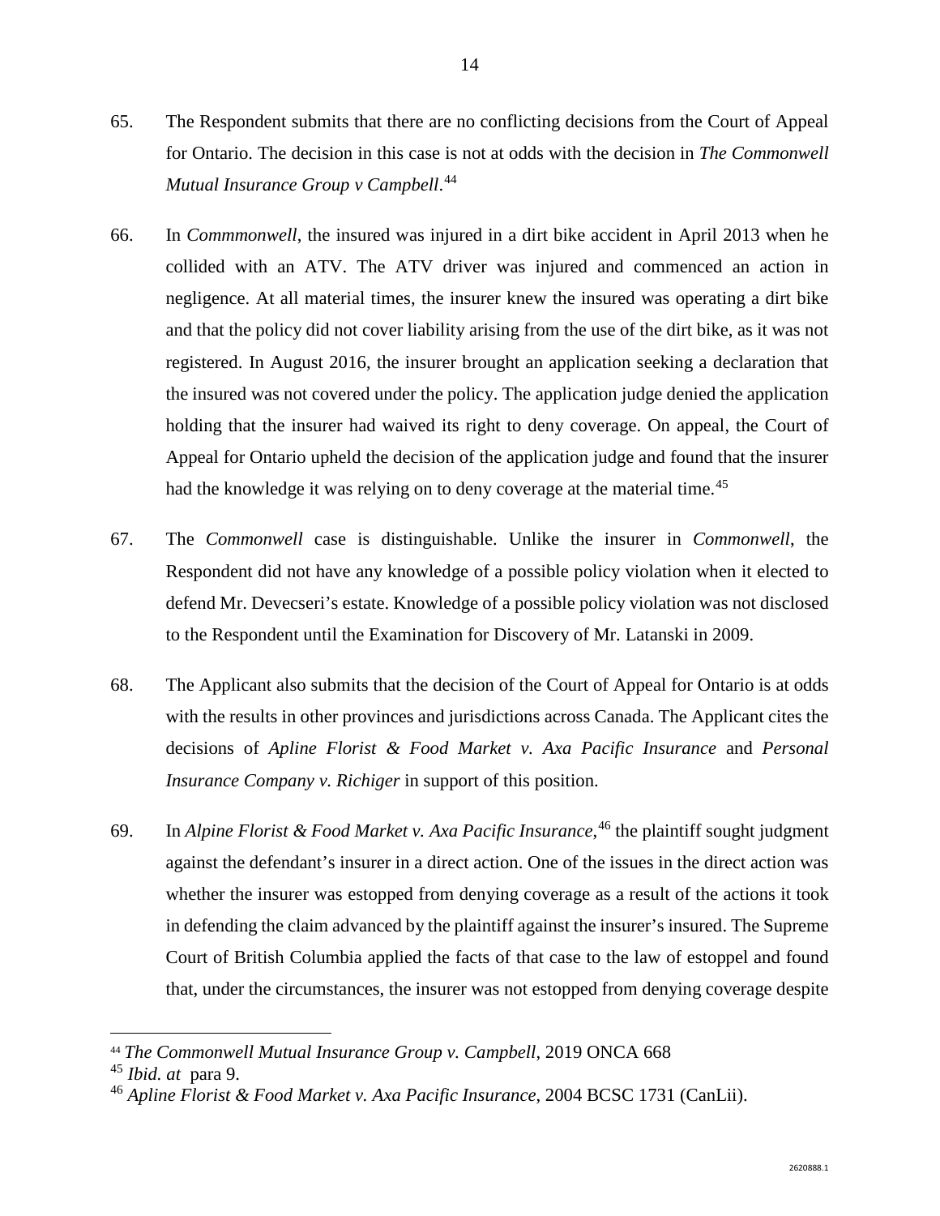65. The Respondent submits that there are no conflicting decisions from the Court of Appeal for Ontario. The decision in this case is not at odds with the decision in *The Commonwell Mutual Insurance Group v Campbell*.[44]

66. In *Commmonwell*, the insured was injured in a dirt bike accident in April 2013 when he collided with an ATV. The ATV driver was injured and commenced an action in negligence. At all material times, the insurer knew the insured was operating a dirt bike and that the policy did not cover liability arising from the use of the dirt bike, as it was not registered. In August 2016, the insurer brought an application seeking a declaration that the insured was not covered under the policy. The application judge denied the application holding that the insurer had waived its right to deny coverage. On appeal, the Court of Appeal for Ontario upheld the decision of the application judge and found that the insurer had the knowledge it was relying on to deny coverage at the material time.[45]

67. The *Commonwell* case is distinguishable. Unlike the insurer in *Commonwell*, the Respondent did not have any knowledge of a possible policy violation when it elected to defend Mr. Devecseri's estate. Knowledge of a possible policy violation was not disclosed to the Respondent until the Examination for Discovery of Mr. Latanski in 2009.

68. The Applicant also submits that the decision of the Court of Appeal for Ontario is at odds with the results in other provinces and jurisdictions across Canada. The Applicant cites the decisions of *Apline Florist & Food Market v. Axa Pacific Insurance* and *Personal Insurance Company v. Richiger* in support of this position.

69. In *Alpine Florist & Food Market v. Axa Pacific Insurance*,[46] the plaintiff sought judgment against the defendant's insurer in a direct action. One of the issues in the direct action was whether the insurer was estopped from denying coverage as a result of the actions it took in defending the claim advanced by the plaintiff against the insurer's insured. The Supreme Court of British Columbia applied the facts of that case to the law of estoppel and found that, under the circumstances, the insurer was not estopped from denying coverage despite

---

[44] *The Commonwell Mutual Insurance Group v. Campbell*, 2019 ONCA 668

[45] *Ibid. at* para 9.

[46] *Apline Florist & Food Market v. Axa Pacific Insurance*, 2004 BCSC 1731 (CanLii).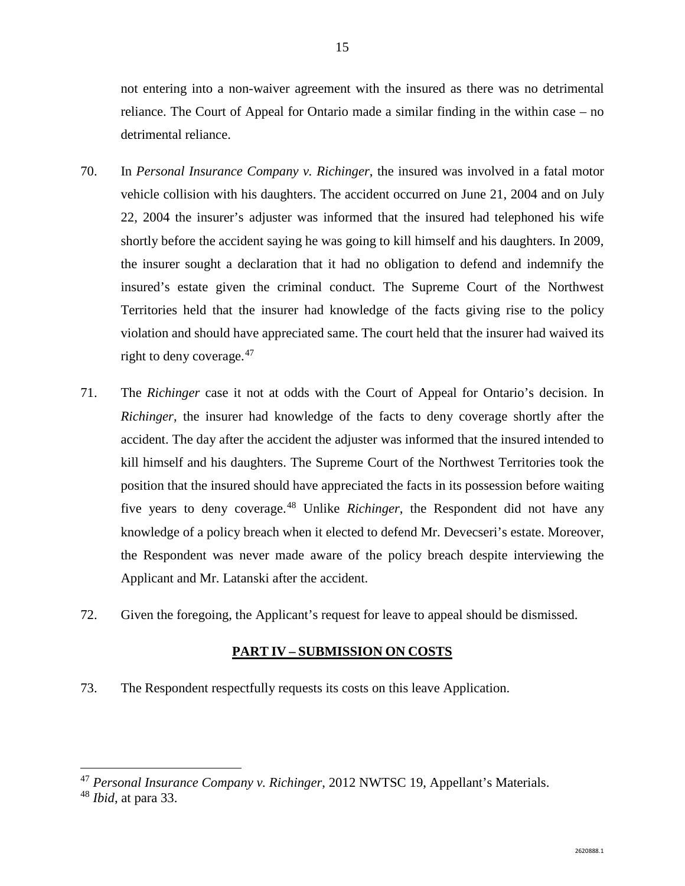not entering into a non-waiver agreement with the insured as there was no detrimental reliance. The Court of Appeal for Ontario made a similar finding in the within case – no detrimental reliance.

70. In *Personal Insurance Company v. Richinger*, the insured was involved in a fatal motor vehicle collision with his daughters. The accident occurred on June 21, 2004 and on July 22, 2004 the insurer's adjuster was informed that the insured had telephoned his wife shortly before the accident saying he was going to kill himself and his daughters. In 2009, the insurer sought a declaration that it had no obligation to defend and indemnify the insured's estate given the criminal conduct. The Supreme Court of the Northwest Territories held that the insurer had knowledge of the facts giving rise to the policy violation and should have appreciated same. The court held that the insurer had waived its right to deny coverage.[47]

71. The *Richinger* case it not at odds with the Court of Appeal for Ontario's decision. In *Richinger*, the insurer had knowledge of the facts to deny coverage shortly after the accident. The day after the accident the adjuster was informed that the insured intended to kill himself and his daughters. The Supreme Court of the Northwest Territories took the position that the insured should have appreciated the facts in its possession before waiting five years to deny coverage.[48] Unlike *Richinger*, the Respondent did not have any knowledge of a policy breach when it elected to defend Mr. Devecseri's estate. Moreover, the Respondent was never made aware of the policy breach despite interviewing the Applicant and Mr. Latanski after the accident.

72. Given the foregoing, the Applicant's request for leave to appeal should be dismissed.

## PART IV – SUBMISSION ON COSTS

73. The Respondent respectfully requests its costs on this leave Application.

---

[47] *Personal Insurance Company v. Richinger*, 2012 NWTSC 19, Appellant's Materials.

[48] *Ibid*, at para 33.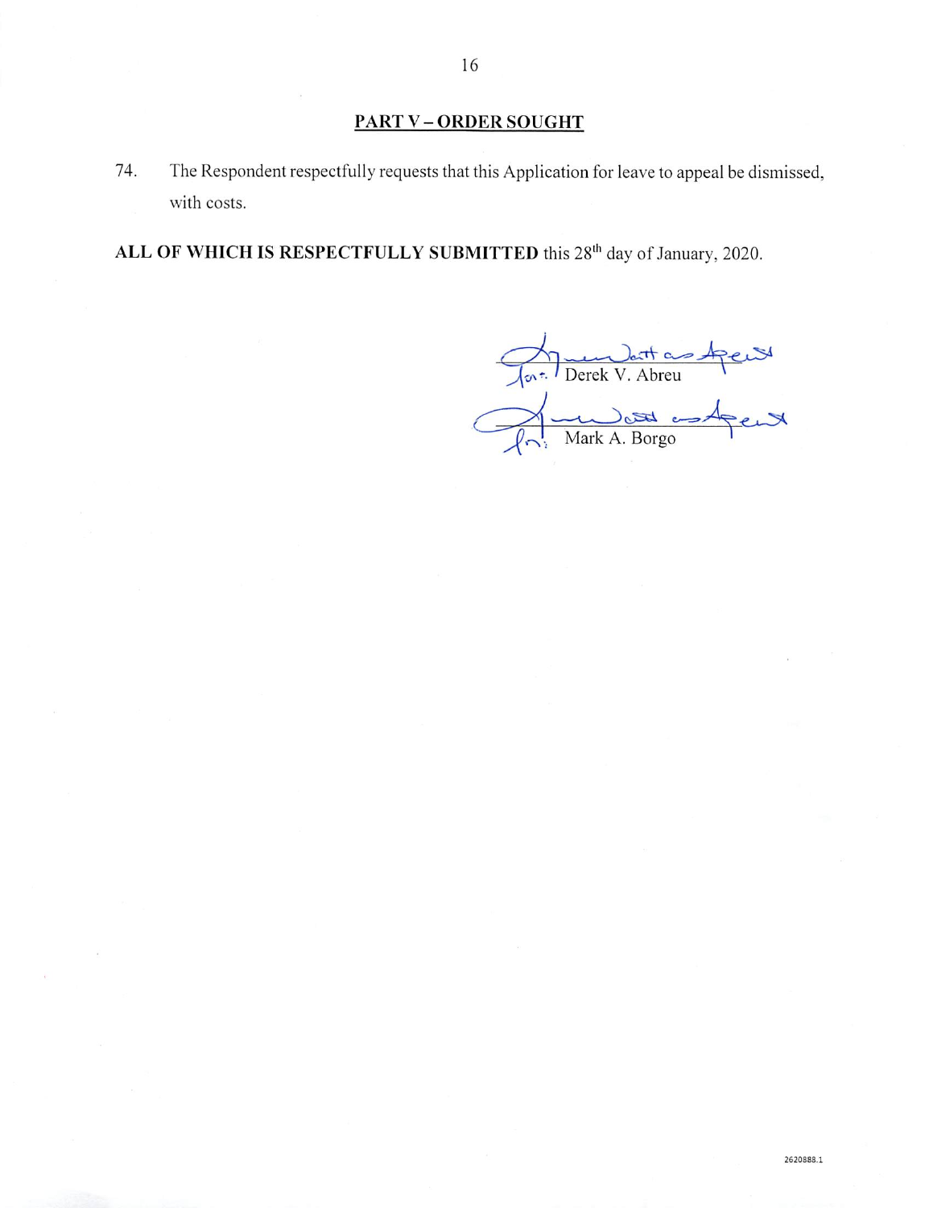## PART V – ORDER SOUGHT

74. The Respondent respectfully requests that this Application for leave to appeal be dismissed, with costs.

**ALL OF WHICH IS RESPECTFULLY SUBMITTED** this 28th day of January, 2020.

for: Derek V. Abreu

for: Mark A. Borgo

2620888.1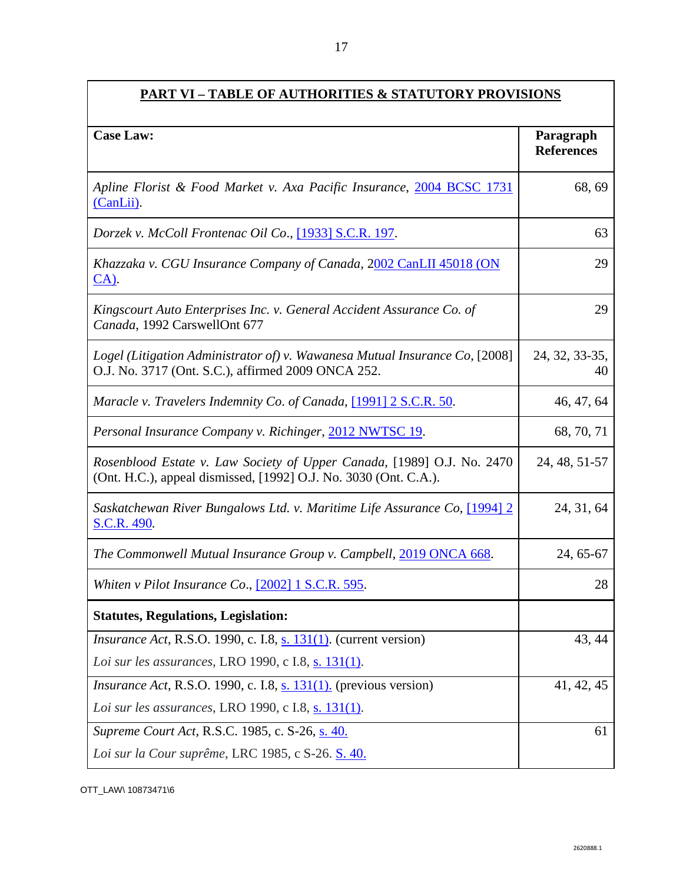## PART VI – TABLE OF AUTHORITIES & STATUTORY PROVISIONS

| Case Law: | Paragraph References |
|---|---|
| *Apline Florist & Food Market v. Axa Pacific Insurance*, 2004 BCSC 1731 (CanLii). | 68, 69 |
| *Dorzek v. McColl Frontenac Oil Co*., [1933] S.C.R. 197. | 63 |
| *Khazzaka v. CGU Insurance Company of Canada*, 2002 CanLII 45018 (ON CA). | 29 |
| *Kingscourt Auto Enterprises Inc. v. General Accident Assurance Co. of Canada*, 1992 CarswellOnt 677 | 29 |
| *Logel (Litigation Administrator of) v. Wawanesa Mutual Insurance Co*, [2008] O.J. No. 3717 (Ont. S.C.), affirmed 2009 ONCA 252. | 24, 32, 33-35, 40 |
| *Maracle v. Travelers Indemnity Co. of Canada*, [1991] 2 S.C.R. 50. | 46, 47, 64 |
| *Personal Insurance Company v. Richinger*, 2012 NWTSC 19. | 68, 70, 71 |
| *Rosenblood Estate v. Law Society of Upper Canada*, [1989] O.J. No. 2470 (Ont. H.C.), appeal dismissed, [1992] O.J. No. 3030 (Ont. C.A.). | 24, 48, 51-57 |
| *Saskatchewan River Bungalows Ltd. v. Maritime Life Assurance Co*, [1994] 2 S.C.R. 490. | 24, 31, 64 |
| *The Commonwell Mutual Insurance Group v. Campbell*, 2019 ONCA 668. | 24, 65-67 |
| *Whiten v Pilot Insurance Co*., [2002] 1 S.C.R. 595. | 28 |
| **Statutes, Regulations, Legislation:** | |
| *Insurance Act*, R.S.O. 1990, c. I.8, s. 131(1). (current version)<br>*Loi sur les assurances*, LRO 1990, c I.8, s. 131(1). | 43, 44 |
| *Insurance Act*, R.S.O. 1990, c. I.8, s. 131(1). (previous version)<br>*Loi sur les assurances*, LRO 1990, c I.8, s. 131(1). | 41, 42, 45 |
| *Supreme Court Act*, R.S.C. 1985, c. S-26, s. 40.<br>*Loi sur la Cour suprême*, LRC 1985, c S-26. S. 40. | 61 |

OTT_LAW\ 10873471\6

2620888.1